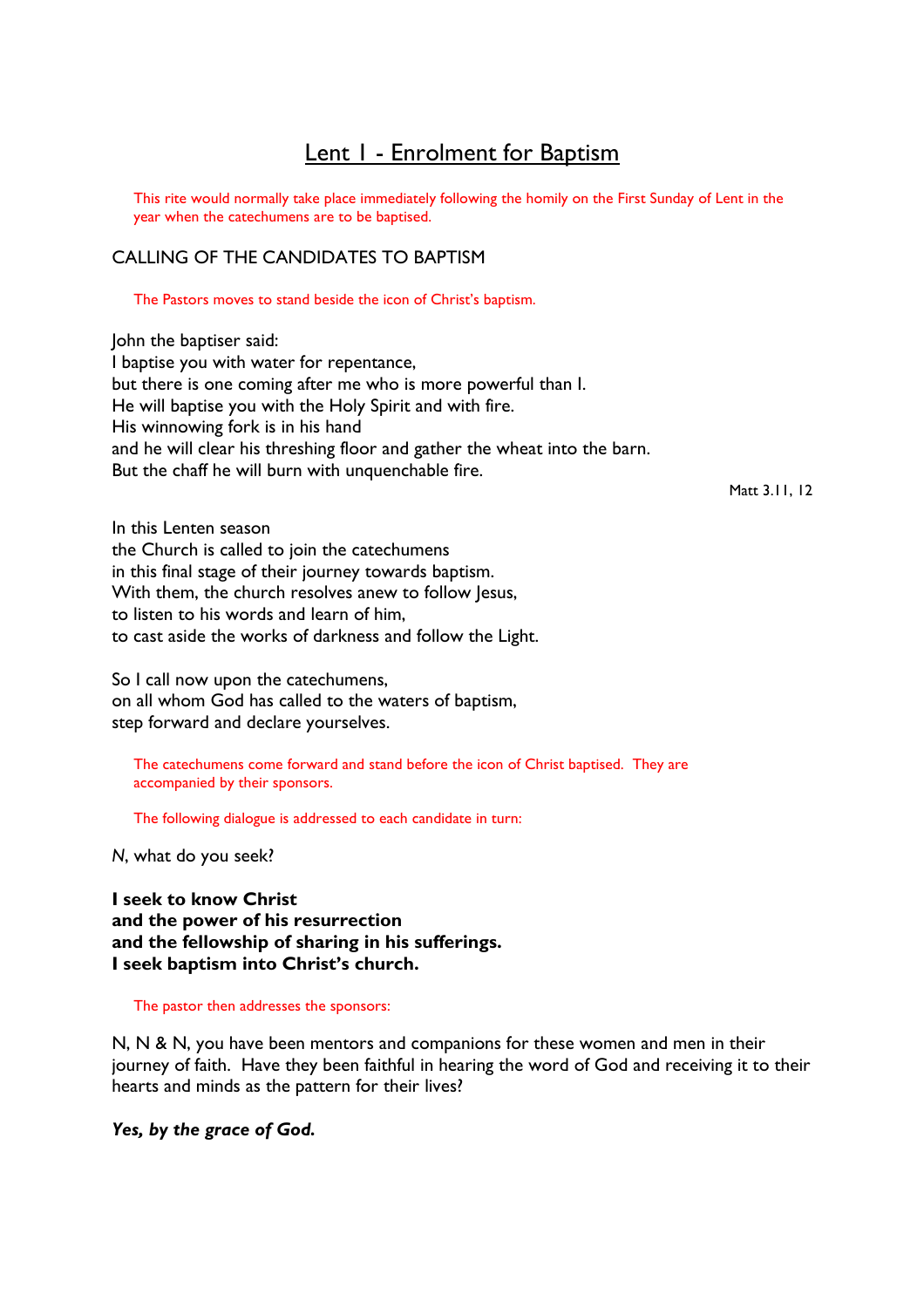# Lent 1 - Enrolment for Baptism

*This rite would normally take place immediately following the homily on the First Sunday of Lent in the year when the catechumens are to be baptised.*

## CALLING OF THE CANDIDATES TO BAPTISM

*The Pastors moves to stand beside the icon of Christ's baptism.*

John the baptiser said:
I baptise you with water for repentance,
but there is one coming after me who is more powerful than I.
He will baptise you with the Holy Spirit and with fire.
His winnowing fork is in his hand
and he will clear his threshing floor and gather the wheat into the barn.
But the chaff he will burn with unquenchable fire.

Matt 3.11, 12

In this Lenten season
the Church is called to join the catechumens
in this final stage of their journey towards baptism.
With them, the church resolves anew to follow Jesus,
to listen to his words and learn of him,
to cast aside the works of darkness and follow the Light.

So I call now upon the catechumens,
on all whom God has called to the waters of baptism,
step forward and declare yourselves.

*The catechumens come forward and stand before the icon of Christ baptised. They are accompanied by their sponsors.*

*The following dialogue is addressed to each candidate in turn:*

*N*, what do you seek?

**I seek to know Christ
and the power of his resurrection
and the fellowship of sharing in his sufferings.
I seek baptism into Christ's church.**

*The pastor then addresses the sponsors:*

N, N & N, you have been mentors and companions for these women and men in their journey of faith. Have they been faithful in hearing the word of God and receiving it to their hearts and minds as the pattern for their lives?

***Yes, by the grace of God.***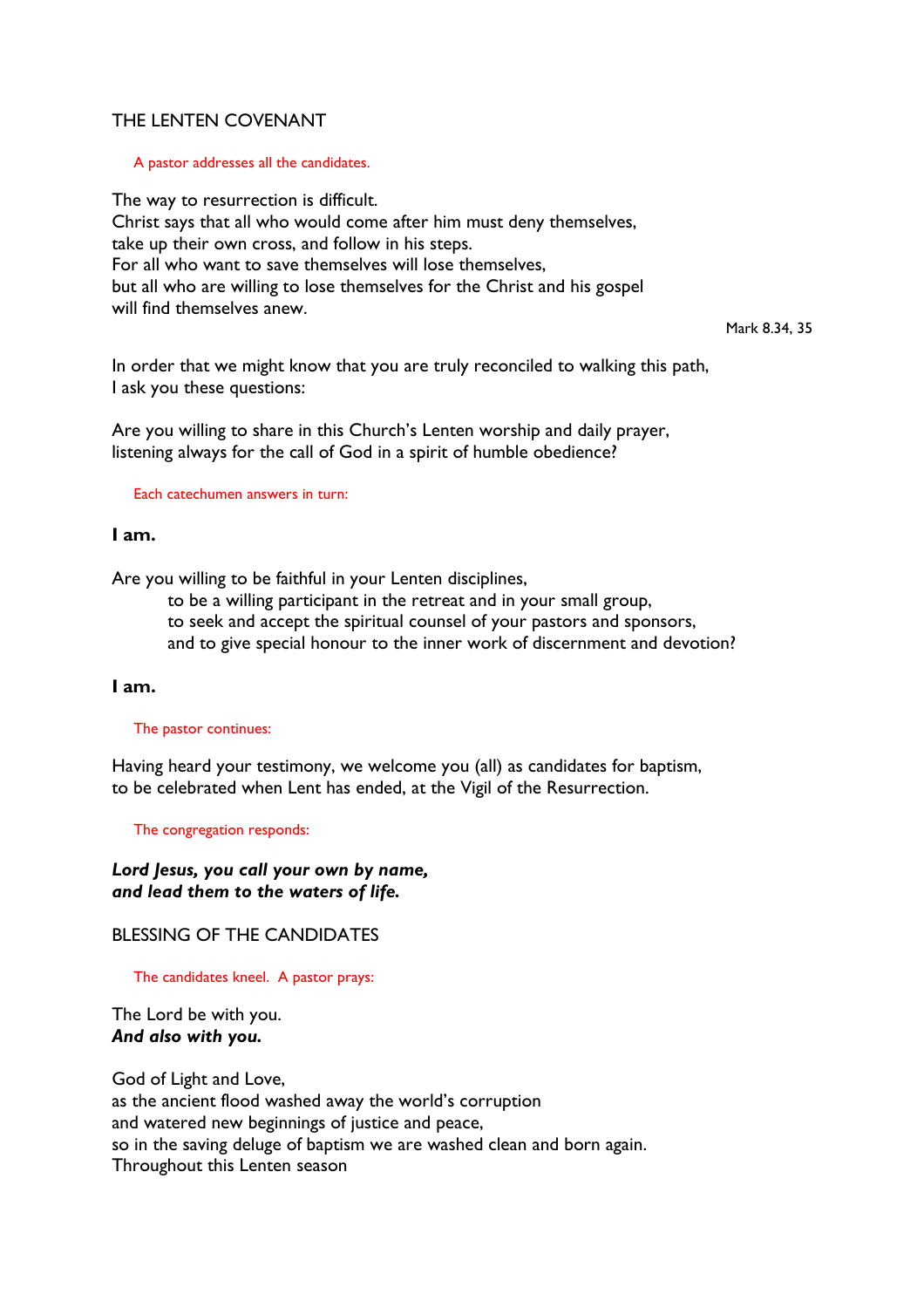## THE LENTEN COVENANT

*A pastor addresses all the candidates.*

The way to resurrection is difficult.
Christ says that all who would come after him must deny themselves,
take up their own cross, and follow in his steps.
For all who want to save themselves will lose themselves,
but all who are willing to lose themselves for the Christ and his gospel
will find themselves anew.

Mark 8.34, 35

In order that we might know that you are truly reconciled to walking this path,
I ask you these questions:

Are you willing to share in this Church's Lenten worship and daily prayer,
listening always for the call of God in a spirit of humble obedience?

*Each catechumen answers in turn:*

**I am.**

Are you willing to be faithful in your Lenten disciplines,
to be a willing participant in the retreat and in your small group,
to seek and accept the spiritual counsel of your pastors and sponsors,
and to give special honour to the inner work of discernment and devotion?

**I am.**

*The pastor continues:*

Having heard your testimony, we welcome you (all) as candidates for baptism,
to be celebrated when Lent has ended, at the Vigil of the Resurrection.

*The congregation responds:*

***Lord Jesus, you call your own by name,***
***and lead them to the waters of life.***

## BLESSING OF THE CANDIDATES

*The candidates kneel. A pastor prays:*

The Lord be with you.
***And also with you.***

God of Light and Love,
as the ancient flood washed away the world's corruption
and watered new beginnings of justice and peace,
so in the saving deluge of baptism we are washed clean and born again.
Throughout this Lenten season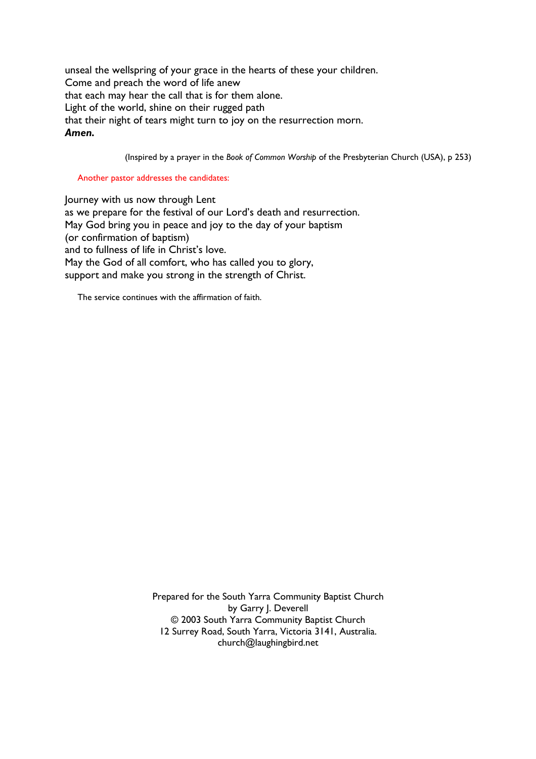unseal the wellspring of your grace in the hearts of these your children.
Come and preach the word of life anew
that each may hear the call that is for them alone.
Light of the world, shine on their rugged path
that their night of tears might turn to joy on the resurrection morn.
***Amen.***

(Inspired by a prayer in the *Book of Common Worship* of the Presbyterian Church (USA), p 253)

Another pastor addresses the candidates:

Journey with us now through Lent
as we prepare for the festival of our Lord's death and resurrection.
May God bring you in peace and joy to the day of your baptism
(or confirmation of baptism)
and to fullness of life in Christ's love.
May the God of all comfort, who has called you to glory,
support and make you strong in the strength of Christ.

The service continues with the affirmation of faith.

Prepared for the South Yarra Community Baptist Church
by Garry J. Deverell
© 2003 South Yarra Community Baptist Church
12 Surrey Road, South Yarra, Victoria 3141, Australia.
church@laughingbird.net